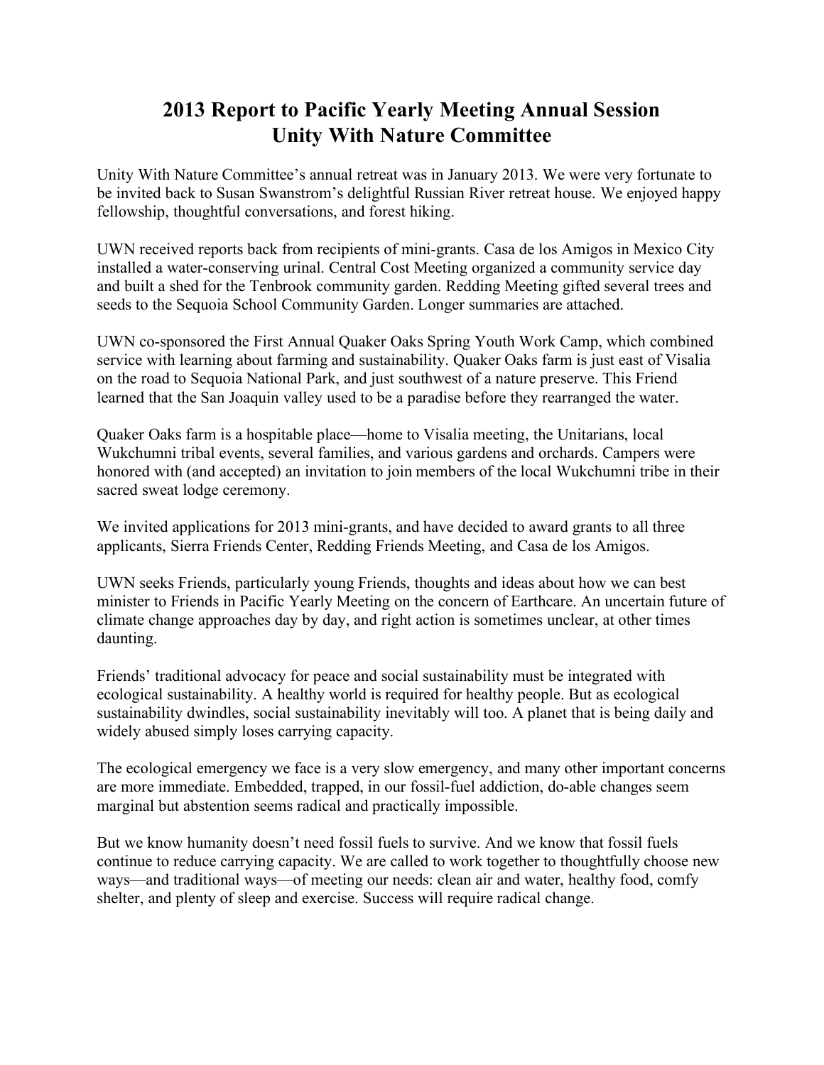# 2013 Report to Pacific Yearly Meeting Annual Session
# Unity With Nature Committee

Unity With Nature Committee's annual retreat was in January 2013. We were very fortunate to be invited back to Susan Swanstrom's delightful Russian River retreat house. We enjoyed happy fellowship, thoughtful conversations, and forest hiking.

UWN received reports back from recipients of mini-grants. Casa de los Amigos in Mexico City installed a water-conserving urinal. Central Cost Meeting organized a community service day and built a shed for the Tenbrook community garden. Redding Meeting gifted several trees and seeds to the Sequoia School Community Garden. Longer summaries are attached.

UWN co-sponsored the First Annual Quaker Oaks Spring Youth Work Camp, which combined service with learning about farming and sustainability. Quaker Oaks farm is just east of Visalia on the road to Sequoia National Park, and just southwest of a nature preserve. This Friend learned that the San Joaquin valley used to be a paradise before they rearranged the water.

Quaker Oaks farm is a hospitable place—home to Visalia meeting, the Unitarians, local Wukchumni tribal events, several families, and various gardens and orchards. Campers were honored with (and accepted) an invitation to join members of the local Wukchumni tribe in their sacred sweat lodge ceremony.

We invited applications for 2013 mini-grants, and have decided to award grants to all three applicants, Sierra Friends Center, Redding Friends Meeting, and Casa de los Amigos.

UWN seeks Friends, particularly young Friends, thoughts and ideas about how we can best minister to Friends in Pacific Yearly Meeting on the concern of Earthcare. An uncertain future of climate change approaches day by day, and right action is sometimes unclear, at other times daunting.

Friends' traditional advocacy for peace and social sustainability must be integrated with ecological sustainability. A healthy world is required for healthy people. But as ecological sustainability dwindles, social sustainability inevitably will too. A planet that is being daily and widely abused simply loses carrying capacity.

The ecological emergency we face is a very slow emergency, and many other important concerns are more immediate. Embedded, trapped, in our fossil-fuel addiction, do-able changes seem marginal but abstention seems radical and practically impossible.

But we know humanity doesn't need fossil fuels to survive. And we know that fossil fuels continue to reduce carrying capacity. We are called to work together to thoughtfully choose new ways—and traditional ways—of meeting our needs: clean air and water, healthy food, comfy shelter, and plenty of sleep and exercise. Success will require radical change.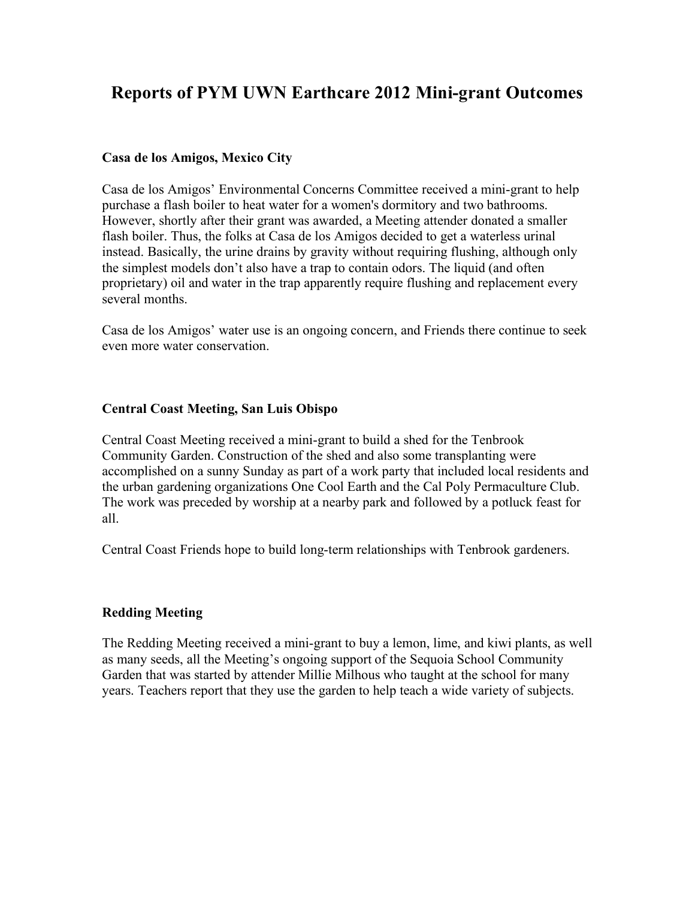# Reports of PYM UWN Earthcare 2012 Mini-grant Outcomes

**Casa de los Amigos, Mexico City**

Casa de los Amigos' Environmental Concerns Committee received a mini-grant to help purchase a flash boiler to heat water for a women's dormitory and two bathrooms. However, shortly after their grant was awarded, a Meeting attender donated a smaller flash boiler. Thus, the folks at Casa de los Amigos decided to get a waterless urinal instead. Basically, the urine drains by gravity without requiring flushing, although only the simplest models don't also have a trap to contain odors. The liquid (and often proprietary) oil and water in the trap apparently require flushing and replacement every several months.

Casa de los Amigos' water use is an ongoing concern, and Friends there continue to seek even more water conservation.

**Central Coast Meeting, San Luis Obispo**

Central Coast Meeting received a mini-grant to build a shed for the Tenbrook Community Garden. Construction of the shed and also some transplanting were accomplished on a sunny Sunday as part of a work party that included local residents and the urban gardening organizations One Cool Earth and the Cal Poly Permaculture Club. The work was preceded by worship at a nearby park and followed by a potluck feast for all.

Central Coast Friends hope to build long-term relationships with Tenbrook gardeners.

**Redding Meeting**

The Redding Meeting received a mini-grant to buy a lemon, lime, and kiwi plants, as well as many seeds, all the Meeting's ongoing support of the Sequoia School Community Garden that was started by attender Millie Milhous who taught at the school for many years. Teachers report that they use the garden to help teach a wide variety of subjects.